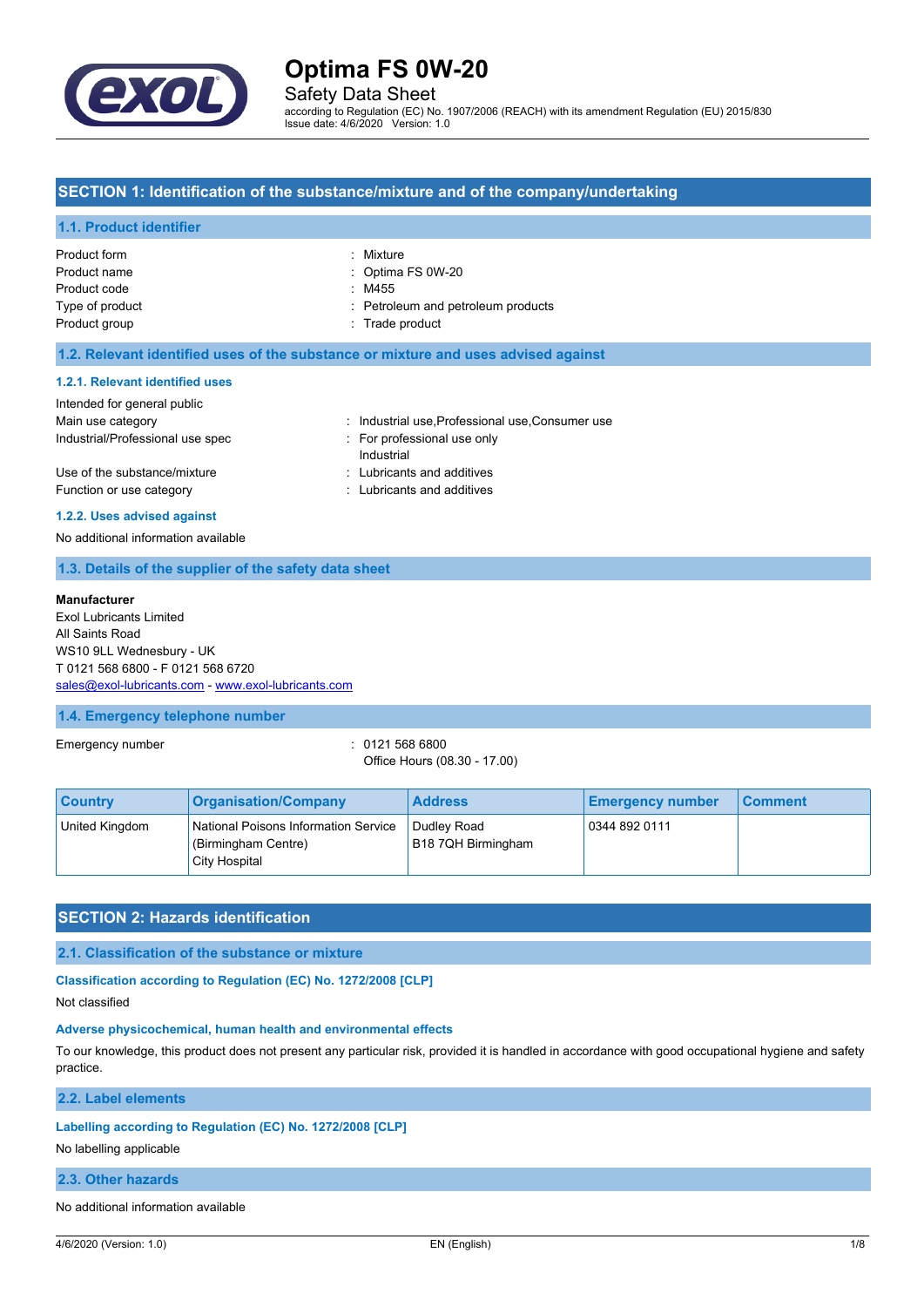# Optima FS 0W-20

Safety Data Sheet

according to Regulation (EC) No. 1907/2006 (REACH) with its amendment Regulation (EU) 2015/830

Issue date: 4/6/2020 Version: 1.0

## SECTION 1: Identification of the substance/mixture and of the company/undertaking

### 1.1. Product identifier

| | |
|---|---|
| Product form | : Mixture |
| Product name | : Optima FS 0W-20 |
| Product code | : M455 |
| Type of product | : Petroleum and petroleum products |
| Product group | : Trade product |

### 1.2. Relevant identified uses of the substance or mixture and uses advised against

#### 1.2.1. Relevant identified uses

Intended for general public

| | |
|---|---|
| Main use category | : Industrial use,Professional use,Consumer use |
| Industrial/Professional use spec | : For professional use only<br>Industrial |
| Use of the substance/mixture | : Lubricants and additives |
| Function or use category | : Lubricants and additives |

#### 1.2.2. Uses advised against

No additional information available

### 1.3. Details of the supplier of the safety data sheet

**Manufacturer**

Exol Lubricants Limited
All Saints Road
WS10 9LL Wednesbury - UK
T 0121 568 6800 - F 0121 568 6720
sales@exol-lubricants.com - www.exol-lubricants.com

### 1.4. Emergency telephone number

Emergency number : 0121 568 6800
Office Hours (08.30 - 17.00)

| Country | Organisation/Company | Address | Emergency number | Comment |
|---|---|---|---|---|
| United Kingdom | National Poisons Information Service (Birmingham Centre) City Hospital | Dudley Road B18 7QH Birmingham | 0344 892 0111 | |

## SECTION 2: Hazards identification

### 2.1. Classification of the substance or mixture

**Classification according to Regulation (EC) No. 1272/2008 [CLP]**

Not classified

**Adverse physicochemical, human health and environmental effects**

To our knowledge, this product does not present any particular risk, provided it is handled in accordance with good occupational hygiene and safety practice.

### 2.2. Label elements

**Labelling according to Regulation (EC) No. 1272/2008 [CLP]**

No labelling applicable

### 2.3. Other hazards

No additional information available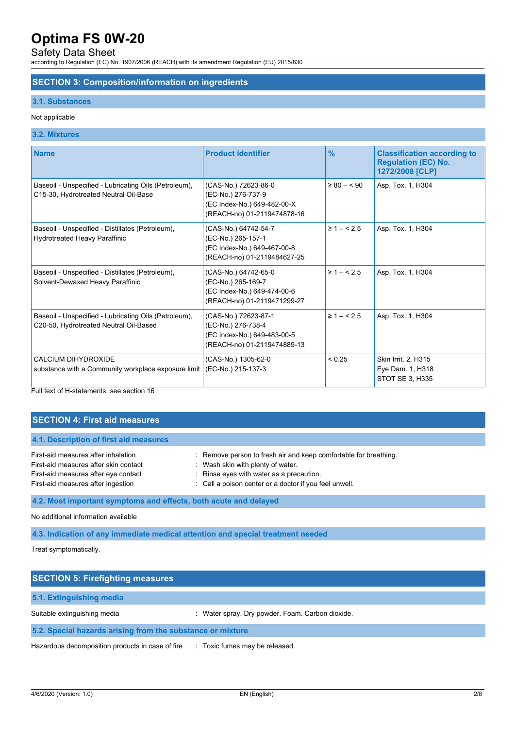## SECTION 3: Composition/information on ingredients

### 3.1. Substances

Not applicable

### 3.2. Mixtures

| Name | Product identifier | % | Classification according to Regulation (EC) No. 1272/2008 [CLP] |
|---|---|---|---|
| Baseoil - Unspecified - Lubricating Oils (Petroleum), C15-30, Hydrotreated Neutral Oil-Base | (CAS-No.) 72623-86-0<br>(EC-No.) 276-737-9<br>(EC Index-No.) 649-482-00-X<br>(REACH-no) 01-2119474878-16 | ≥ 80 – < 90 | Asp. Tox. 1, H304 |
| Baseoil - Unspecified - Distillates (Petroleum), Hydrotreated Heavy Paraffinic | (CAS-No.) 64742-54-7<br>(EC-No.) 265-157-1<br>(EC Index-No.) 649-467-00-8<br>(REACH-no) 01-2119484627-25 | ≥ 1 – < 2.5 | Asp. Tox. 1, H304 |
| Baseoil - Unspecified - Distillates (Petroleum), Solvent-Dewaxed Heavy Paraffinic | (CAS-No.) 64742-65-0<br>(EC-No.) 265-169-7<br>(EC Index-No.) 649-474-00-6<br>(REACH-no) 01-2119471299-27 | ≥ 1 – < 2.5 | Asp. Tox. 1, H304 |
| Baseoil - Unspecified - Lubricating Oils (Petroleum), C20-50, Hydrotreated Neutral Oil-Based | (CAS-No.) 72623-87-1<br>(EC-No.) 276-738-4<br>(EC Index-No.) 649-483-00-5<br>(REACH-no) 01-2119474889-13 | ≥ 1 – < 2.5 | Asp. Tox. 1, H304 |
| CALCIUM DIHYDROXIDE<br>substance with a Community workplace exposure limit | (CAS-No.) 1305-62-0<br>(EC-No.) 215-137-3 | < 0.25 | Skin Irrit. 2, H315<br>Eye Dam. 1, H318<br>STOT SE 3, H335 |

Full text of H-statements: see section 16

## SECTION 4: First aid measures

### 4.1. Description of first aid measures

First-aid measures after inhalation : Remove person to fresh air and keep comfortable for breathing.
First-aid measures after skin contact : Wash skin with plenty of water.
First-aid measures after eye contact : Rinse eyes with water as a precaution.
First-aid measures after ingestion : Call a poison center or a doctor if you feel unwell.

### 4.2. Most important symptoms and effects, both acute and delayed

No additional information available

### 4.3. Indication of any immediate medical attention and special treatment needed

Treat symptomatically.

## SECTION 5: Firefighting measures

### 5.1. Extinguishing media

Suitable extinguishing media : Water spray. Dry powder. Foam. Carbon dioxide.

### 5.2. Special hazards arising from the substance or mixture

Hazardous decomposition products in case of fire : Toxic fumes may be released.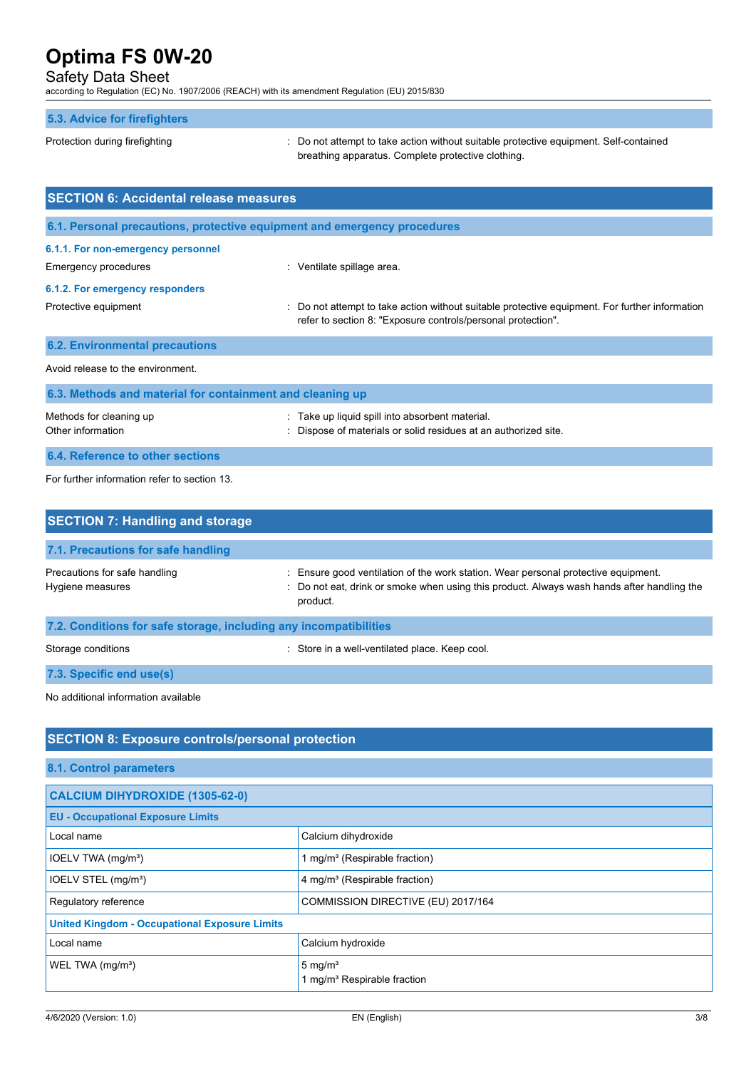### 5.3. Advice for firefighters

Protection during firefighting : Do not attempt to take action without suitable protective equipment. Self-contained breathing apparatus. Complete protective clothing.

## SECTION 6: Accidental release measures

### 6.1. Personal precautions, protective equipment and emergency procedures

#### 6.1.1. For non-emergency personnel

Emergency procedures : Ventilate spillage area.

#### 6.1.2. For emergency responders

Protective equipment : Do not attempt to take action without suitable protective equipment. For further information refer to section 8: "Exposure controls/personal protection".

### 6.2. Environmental precautions

Avoid release to the environment.

### 6.3. Methods and material for containment and cleaning up

Methods for cleaning up : Take up liquid spill into absorbent material.

Other information : Dispose of materials or solid residues at an authorized site.

### 6.4. Reference to other sections

For further information refer to section 13.

## SECTION 7: Handling and storage

### 7.1. Precautions for safe handling

Precautions for safe handling : Ensure good ventilation of the work station. Wear personal protective equipment.

Hygiene measures : Do not eat, drink or smoke when using this product. Always wash hands after handling the product.

### 7.2. Conditions for safe storage, including any incompatibilities

Storage conditions : Store in a well-ventilated place. Keep cool.

### 7.3. Specific end use(s)

No additional information available

## SECTION 8: Exposure controls/personal protection

### 8.1. Control parameters

| CALCIUM DIHYDROXIDE (1305-62-0) | |
|---|---|
| **EU - Occupational Exposure Limits** | |
| Local name | Calcium dihydroxide |
| IOELV TWA (mg/m³) | 1 mg/m³ (Respirable fraction) |
| IOELV STEL (mg/m³) | 4 mg/m³ (Respirable fraction) |
| Regulatory reference | COMMISSION DIRECTIVE (EU) 2017/164 |
| **United Kingdom - Occupational Exposure Limits** | |
| Local name | Calcium hydroxide |
| WEL TWA (mg/m³) | 5 mg/m³<br>1 mg/m³ Respirable fraction |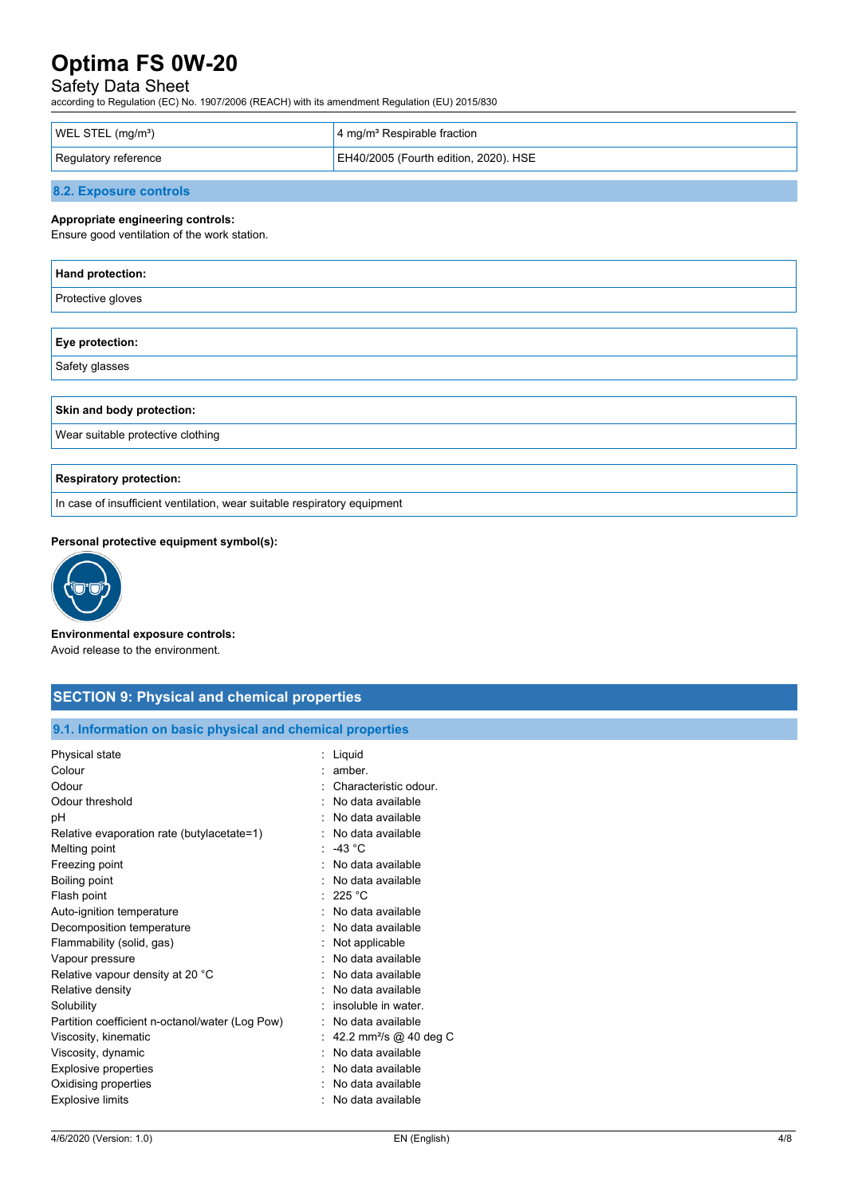| WEL STEL ($mg/m^3$) | 4 $mg/m^3$ Respirable fraction |
|---|---|
| Regulatory reference | EH40/2005 (Fourth edition, 2020). HSE |

### 8.2. Exposure controls

**Appropriate engineering controls:**
Ensure good ventilation of the work station.

| Hand protection: |
|---|
| Protective gloves |

| Eye protection: |
|---|
| Safety glasses |

| Skin and body protection: |
|---|
| Wear suitable protective clothing |

| Respiratory protection: |
|---|
| In case of insufficient ventilation, wear suitable respiratory equipment |

**Personal protective equipment symbol(s):**

**Environmental exposure controls:**
Avoid release to the environment.

## SECTION 9: Physical and chemical properties

### 9.1. Information on basic physical and chemical properties

| | |
|---|---|
| Physical state | : Liquid |
| Colour | : amber. |
| Odour | : Characteristic odour. |
| Odour threshold | : No data available |
| pH | : No data available |
| Relative evaporation rate (butylacetate=1) | : No data available |
| Melting point | : -43 °C |
| Freezing point | : No data available |
| Boiling point | : No data available |
| Flash point | : 225 °C |
| Auto-ignition temperature | : No data available |
| Decomposition temperature | : No data available |
| Flammability (solid, gas) | : Not applicable |
| Vapour pressure | : No data available |
| Relative vapour density at 20 °C | : No data available |
| Relative density | : No data available |
| Solubility | : insoluble in water. |
| Partition coefficient n-octanol/water (Log Pow) | : No data available |
| Viscosity, kinematic | : 42.2 $mm^2/s$ @ 40 deg C |
| Viscosity, dynamic | : No data available |
| Explosive properties | : No data available |
| Oxidising properties | : No data available |
| Explosive limits | : No data available |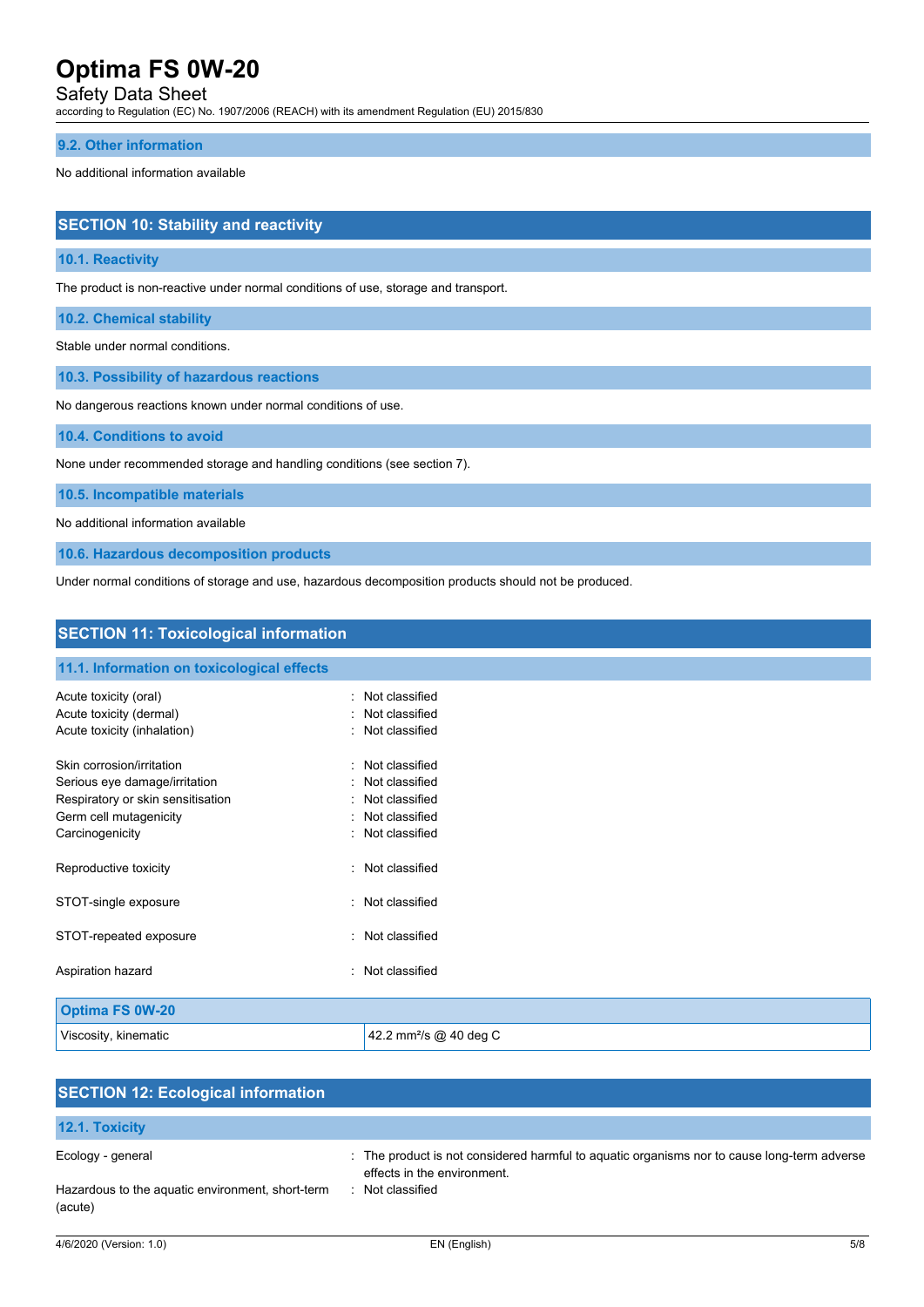### 9.2. Other information

No additional information available

## SECTION 10: Stability and reactivity

### 10.1. Reactivity

The product is non-reactive under normal conditions of use, storage and transport.

### 10.2. Chemical stability

Stable under normal conditions.

### 10.3. Possibility of hazardous reactions

No dangerous reactions known under normal conditions of use.

### 10.4. Conditions to avoid

None under recommended storage and handling conditions (see section 7).

### 10.5. Incompatible materials

No additional information available

### 10.6. Hazardous decomposition products

Under normal conditions of storage and use, hazardous decomposition products should not be produced.

## SECTION 11: Toxicological information

### 11.1. Information on toxicological effects

Acute toxicity (oral) : Not classified
Acute toxicity (dermal) : Not classified
Acute toxicity (inhalation) : Not classified

Skin corrosion/irritation : Not classified
Serious eye damage/irritation : Not classified
Respiratory or skin sensitisation : Not classified
Germ cell mutagenicity : Not classified
Carcinogenicity : Not classified

Reproductive toxicity : Not classified

STOT-single exposure : Not classified

STOT-repeated exposure : Not classified

Aspiration hazard : Not classified

| Optima FS 0W-20 | |
|---|---|
| Viscosity, kinematic | 42.2 $mm^2/s$ @ 40 deg C |

## SECTION 12: Ecological information

### 12.1. Toxicity

Ecology - general : The product is not considered harmful to aquatic organisms nor to cause long-term adverse effects in the environment.

Hazardous to the aquatic environment, short-term (acute) : Not classified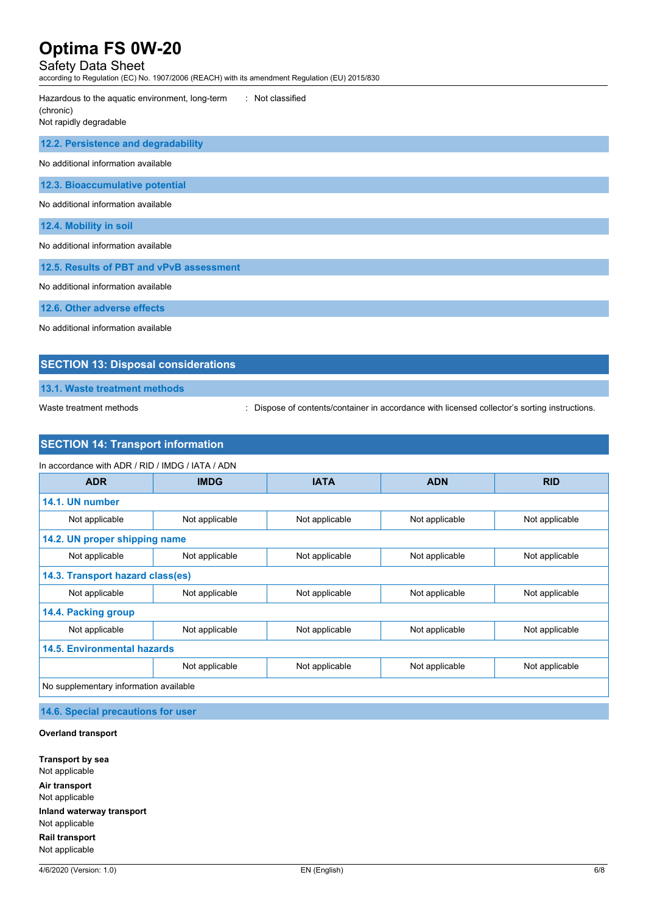Hazardous to the aquatic environment, long-term (chronic) : Not classified

Not rapidly degradable

### 12.2. Persistence and degradability

No additional information available

### 12.3. Bioaccumulative potential

No additional information available

### 12.4. Mobility in soil

No additional information available

### 12.5. Results of PBT and vPvB assessment

No additional information available

### 12.6. Other adverse effects

No additional information available

## SECTION 13: Disposal considerations

### 13.1. Waste treatment methods

Waste treatment methods : Dispose of contents/container in accordance with licensed collector's sorting instructions.

## SECTION 14: Transport information

In accordance with ADR / RID / IMDG / IATA / ADN

| ADR | IMDG | IATA | ADN | RID |
|---|---|---|---|---|
| **14.1. UN number** | | | | |
| Not applicable | Not applicable | Not applicable | Not applicable | Not applicable |
| **14.2. UN proper shipping name** | | | | |
| Not applicable | Not applicable | Not applicable | Not applicable | Not applicable |
| **14.3. Transport hazard class(es)** | | | | |
| Not applicable | Not applicable | Not applicable | Not applicable | Not applicable |
| **14.4. Packing group** | | | | |
| Not applicable | Not applicable | Not applicable | Not applicable | Not applicable |
| **14.5. Environmental hazards** | | | | |
| | Not applicable | Not applicable | Not applicable | Not applicable |
| No supplementary information available | | | | |

### 14.6. Special precautions for user

**Overland transport**

**Transport by sea**
Not applicable

**Air transport**
Not applicable

**Inland waterway transport**
Not applicable

**Rail transport**
Not applicable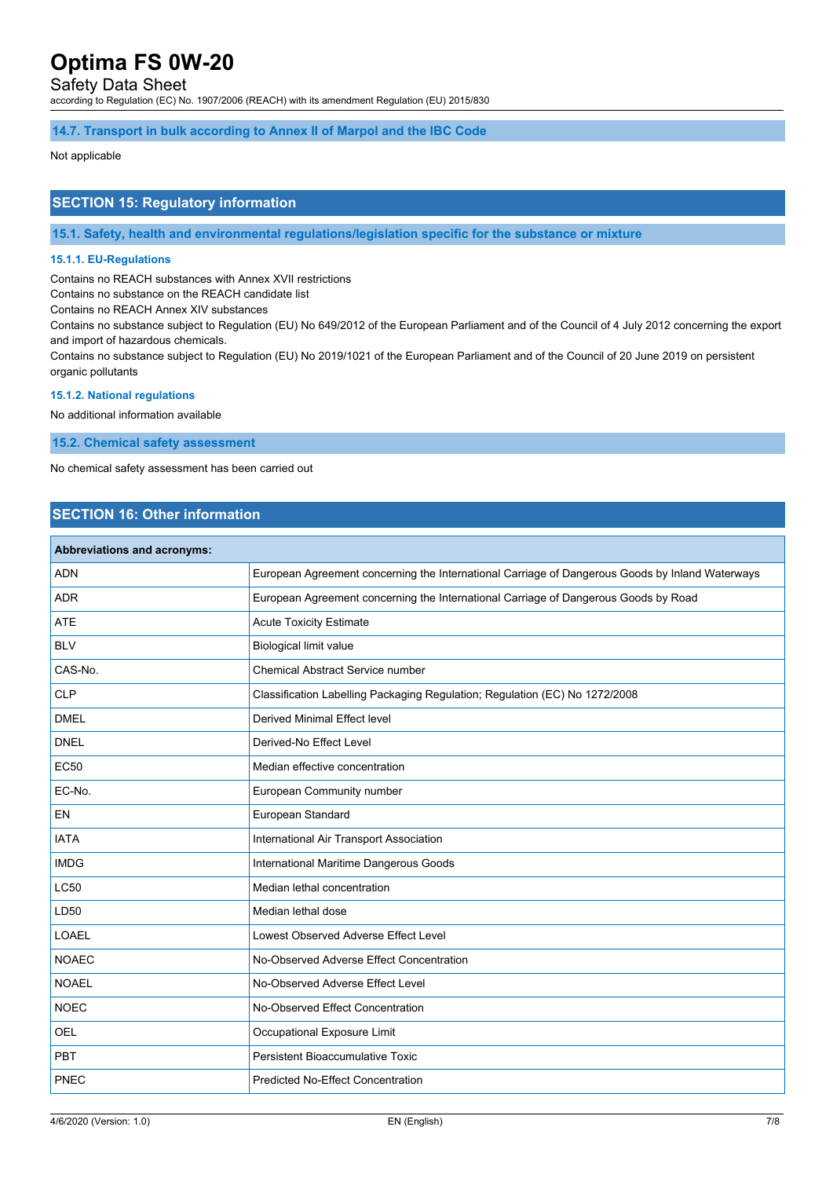### 14.7. Transport in bulk according to Annex II of Marpol and the IBC Code

Not applicable

## SECTION 15: Regulatory information

### 15.1. Safety, health and environmental regulations/legislation specific for the substance or mixture

#### 15.1.1. EU-Regulations

Contains no REACH substances with Annex XVII restrictions
Contains no substance on the REACH candidate list
Contains no REACH Annex XIV substances
Contains no substance subject to Regulation (EU) No 649/2012 of the European Parliament and of the Council of 4 July 2012 concerning the export and import of hazardous chemicals.
Contains no substance subject to Regulation (EU) No 2019/1021 of the European Parliament and of the Council of 20 June 2019 on persistent organic pollutants

#### 15.1.2. National regulations

No additional information available

### 15.2. Chemical safety assessment

No chemical safety assessment has been carried out

## SECTION 16: Other information

| Abbreviations and acronyms: | |
|---|---|
| ADN | European Agreement concerning the International Carriage of Dangerous Goods by Inland Waterways |
| ADR | European Agreement concerning the International Carriage of Dangerous Goods by Road |
| ATE | Acute Toxicity Estimate |
| BLV | Biological limit value |
| CAS-No. | Chemical Abstract Service number |
| CLP | Classification Labelling Packaging Regulation; Regulation (EC) No 1272/2008 |
| DMEL | Derived Minimal Effect level |
| DNEL | Derived-No Effect Level |
| EC50 | Median effective concentration |
| EC-No. | European Community number |
| EN | European Standard |
| IATA | International Air Transport Association |
| IMDG | International Maritime Dangerous Goods |
| LC50 | Median lethal concentration |
| LD50 | Median lethal dose |
| LOAEL | Lowest Observed Adverse Effect Level |
| NOAEC | No-Observed Adverse Effect Concentration |
| NOAEL | No-Observed Adverse Effect Level |
| NOEC | No-Observed Effect Concentration |
| OEL | Occupational Exposure Limit |
| PBT | Persistent Bioaccumulative Toxic |
| PNEC | Predicted No-Effect Concentration |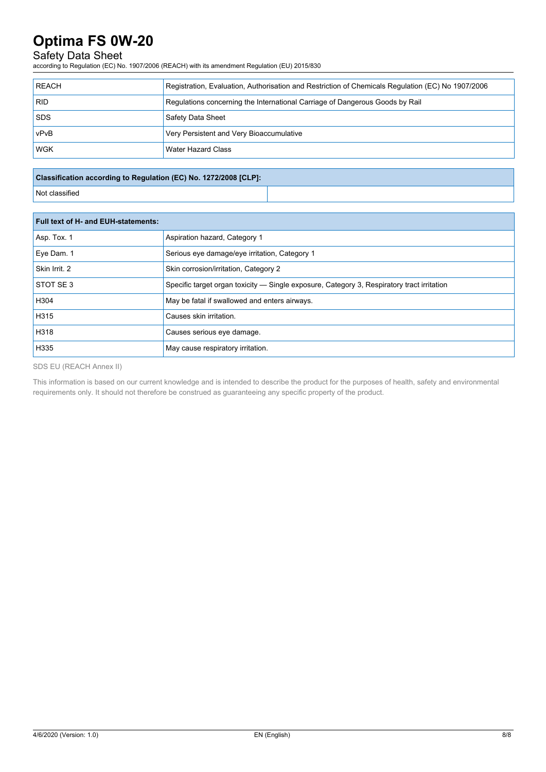| | |
|---|---|
| REACH | Registration, Evaluation, Authorisation and Restriction of Chemicals Regulation (EC) No 1907/2006 |
| RID | Regulations concerning the International Carriage of Dangerous Goods by Rail |
| SDS | Safety Data Sheet |
| vPvB | Very Persistent and Very Bioaccumulative |
| WGK | Water Hazard Class |

| Classification according to Regulation (EC) No. 1272/2008 [CLP]: | |
|---|---|
| Not classified | |

| Full text of H- and EUH-statements: | |
|---|---|
| Asp. Tox. 1 | Aspiration hazard, Category 1 |
| Eye Dam. 1 | Serious eye damage/eye irritation, Category 1 |
| Skin Irrit. 2 | Skin corrosion/irritation, Category 2 |
| STOT SE 3 | Specific target organ toxicity — Single exposure, Category 3, Respiratory tract irritation |
| H304 | May be fatal if swallowed and enters airways. |
| H315 | Causes skin irritation. |
| H318 | Causes serious eye damage. |
| H335 | May cause respiratory irritation. |

SDS EU (REACH Annex II)

This information is based on our current knowledge and is intended to describe the product for the purposes of health, safety and environmental requirements only. It should not therefore be construed as guaranteeing any specific property of the product.